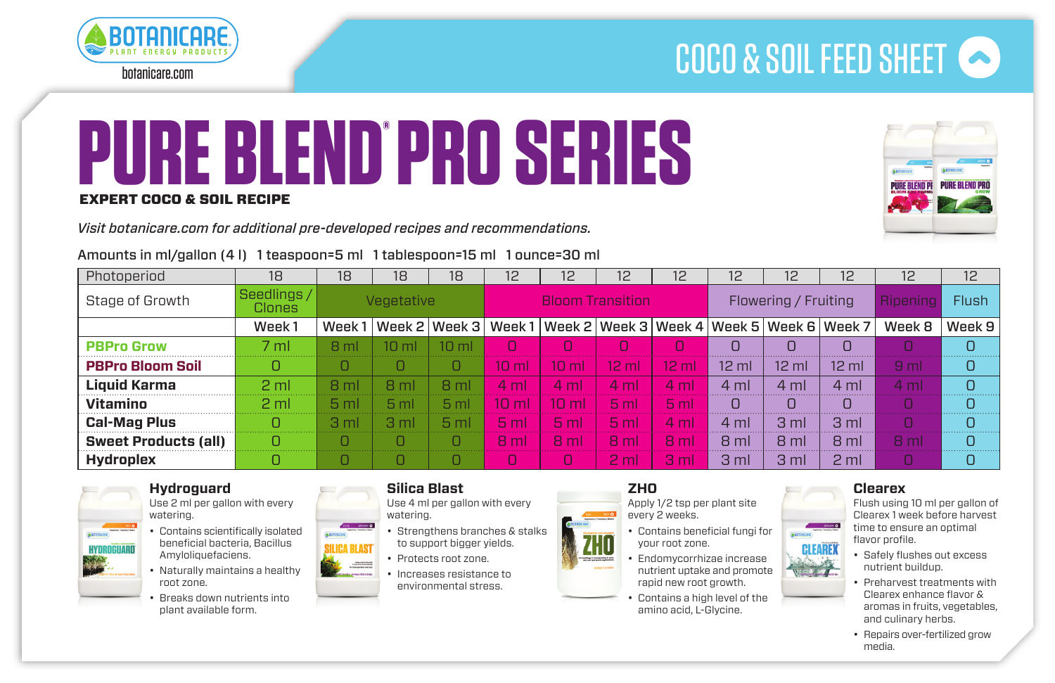BOTANICARE
PLANT ENERGY PRODUCTS
botanicare.com

COCO & SOIL FEED SHEET

# PURE BLEND® PRO SERIES

**EXPERT COCO & SOIL RECIPE**

*Visit botanicare.com for additional pre-developed recipes and recommendations.*

Amounts in ml/gallon (4 l) 1 teaspoon=5 ml 1 tablespoon=15 ml 1 ounce=30 ml

| Photoperiod | 18 | 18 | 18 | 18 | 12 | 12 | 12 | 12 | 12 | 12 | 12 | 12 | 12 |
|---|---|---|---|---|---|---|---|---|---|---|---|---|---|
| Stage of Growth | Seedlings / Clones | Vegetative | | | Bloom Transition | | | | Flowering / Fruiting | | | Ripening | Flush |
| | Week 1 | Week 1 | Week 2 | Week 3 | Week 1 | Week 2 | Week 3 | Week 4 | Week 5 | Week 6 | Week 7 | Week 8 | Week 9 |
| **PBPro Grow** | 7 ml | 8 ml | 10 ml | 10 ml | 0 | 0 | 0 | 0 | 0 | 0 | 0 | 0 | 0 |
| **PBPro Bloom Soil** | 0 | 0 | 0 | 0 | 10 ml | 10 ml | 12 ml | 12 ml | 12 ml | 12 ml | 12 ml | 9 ml | 0 |
| **Liquid Karma** | 2 ml | 8 ml | 8 ml | 8 ml | 4 ml | 4 ml | 4 ml | 4 ml | 4 ml | 4 ml | 4 ml | 4 ml | 0 |
| **Vitamino** | 2 ml | 5 ml | 5 ml | 5 ml | 10 ml | 10 ml | 5 ml | 5 ml | 0 | 0 | 0 | 0 | 0 |
| **Cal-Mag Plus** | 0 | 3 ml | 3 ml | 5 ml | 5 ml | 5 ml | 5 ml | 4 ml | 4 ml | 3 ml | 3 ml | 0 | 0 |
| **Sweet Products (all)** | 0 | 0 | 0 | 0 | 8 ml | 8 ml | 8 ml | 8 ml | 8 ml | 8 ml | 8 ml | 8 ml | 0 |
| **Hydroplex** | 0 | 0 | 0 | 0 | 0 | 0 | 2 ml | 3 ml | 3 ml | 3 ml | 2 ml | 0 | 0 |

### Hydroguard

Use 2 ml per gallon with every watering.

- Contains scientifically isolated beneficial bacteria, Bacillus Amyloliquefaciens.
- Naturally maintains a healthy root zone.
- Breaks down nutrients into plant available form.

### Silica Blast

Use 4 ml per gallon with every watering.

- Strengthens branches & stalks to support bigger yields.
- Protects root zone.
- Increases resistance to environmental stress.

### ZHO

Apply 1/2 tsp per plant site every 2 weeks.

- Contains beneficial fungi for your root zone.
- Endomycorrhizae increase nutrient uptake and promote rapid new root growth.
- Contains a high level of the amino acid, L-Glycine.

### Clearex

Flush using 10 ml per gallon of Clearex 1 week before harvest time to ensure an optimal flavor profile.

- Safely flushes out excess nutrient buildup.
- Preharvest treatments with Clearex enhance flavor & aromas in fruits, vegetables, and culinary herbs.
- Repairs over-fertilized grow media.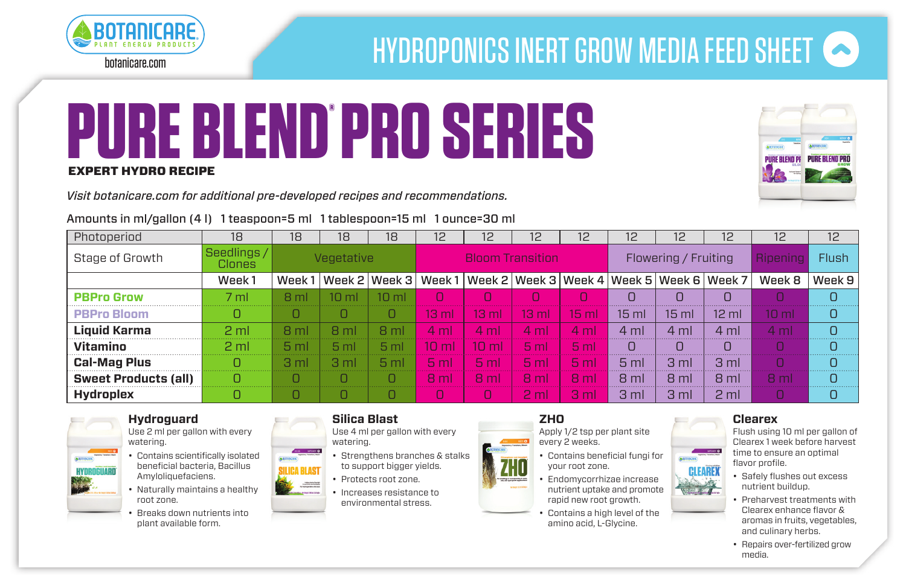BOTANICARE
PLANT ENERGY PRODUCTS
botanicare.com

# HYDROPONICS INERT GROW MEDIA FEED SHEET

# PURE BLEND® PRO SERIES

**EXPERT HYDRO RECIPE**

*Visit botanicare.com for additional pre-developed recipes and recommendations.*

Amounts in ml/gallon (4 l) 1 teaspoon=5 ml 1 tablespoon=15 ml 1 ounce=30 ml

| Photoperiod | 18 | 18 | 18 | 18 | 12 | 12 | 12 | 12 | 12 | 12 | 12 | 12 | 12 |
|---|---|---|---|---|---|---|---|---|---|---|---|---|---|
| Stage of Growth | Seedlings / Clones | Vegetative | | | Bloom Transition | | | | Flowering / Fruiting | | | Ripening | Flush |
| | Week 1 | Week 1 | Week 2 | Week 3 | Week 1 | Week 2 | Week 3 | Week 4 | Week 5 | Week 6 | Week 7 | Week 8 | Week 9 |
| **PBPro Grow** | 7 ml | 8 ml | 10 ml | 10 ml | 0 | 0 | 0 | 0 | 0 | 0 | 0 | 0 | 0 |
| **PBPro Bloom** | 0 | 0 | 0 | 0 | 13 ml | 13 ml | 13 ml | 15 ml | 15 ml | 15 ml | 12 ml | 10 ml | 0 |
| **Liquid Karma** | 2 ml | 8 ml | 8 ml | 8 ml | 4 ml | 4 ml | 4 ml | 4 ml | 4 ml | 4 ml | 4 ml | 4 ml | 0 |
| **Vitamino** | 2 ml | 5 ml | 5 ml | 5 ml | 10 ml | 10 ml | 5 ml | 5 ml | 0 | 0 | 0 | 0 | 0 |
| **Cal-Mag Plus** | 0 | 3 ml | 3 ml | 5 ml | 5 ml | 5 ml | 5 ml | 5 ml | 5 ml | 3 ml | 3 ml | 0 | 0 |
| **Sweet Products (all)** | 0 | 0 | 0 | 0 | 8 ml | 8 ml | 8 ml | 8 ml | 8 ml | 8 ml | 8 ml | 8 ml | 0 |
| **Hydroplex** | 0 | 0 | 0 | 0 | 0 | 0 | 2 ml | 3 ml | 3 ml | 3 ml | 2 ml | 0 | 0 |

### Hydroguard

Use 2 ml per gallon with every watering.

- Contains scientifically isolated beneficial bacteria, Bacillus Amyloliquefaciens.
- Naturally maintains a healthy root zone.
- Breaks down nutrients into plant available form.

### Silica Blast

Use 4 ml per gallon with every watering.

- Strengthens branches & stalks to support bigger yields.
- Protects root zone.
- Increases resistance to environmental stress.

### ZHO

Apply 1/2 tsp per plant site every 2 weeks.

- Contains beneficial fungi for your root zone.
- Endomycorrhizae increase nutrient uptake and promote rapid new root growth.
- Contains a high level of the amino acid, L-Glycine.

### Clearex

Flush using 10 ml per gallon of Clearex 1 week before harvest time to ensure an optimal flavor profile.

- Safely flushes out excess nutrient buildup.
- Preharvest treatments with Clearex enhance flavor & aromas in fruits, vegetables, and culinary herbs.
- Repairs over-fertilized grow media.